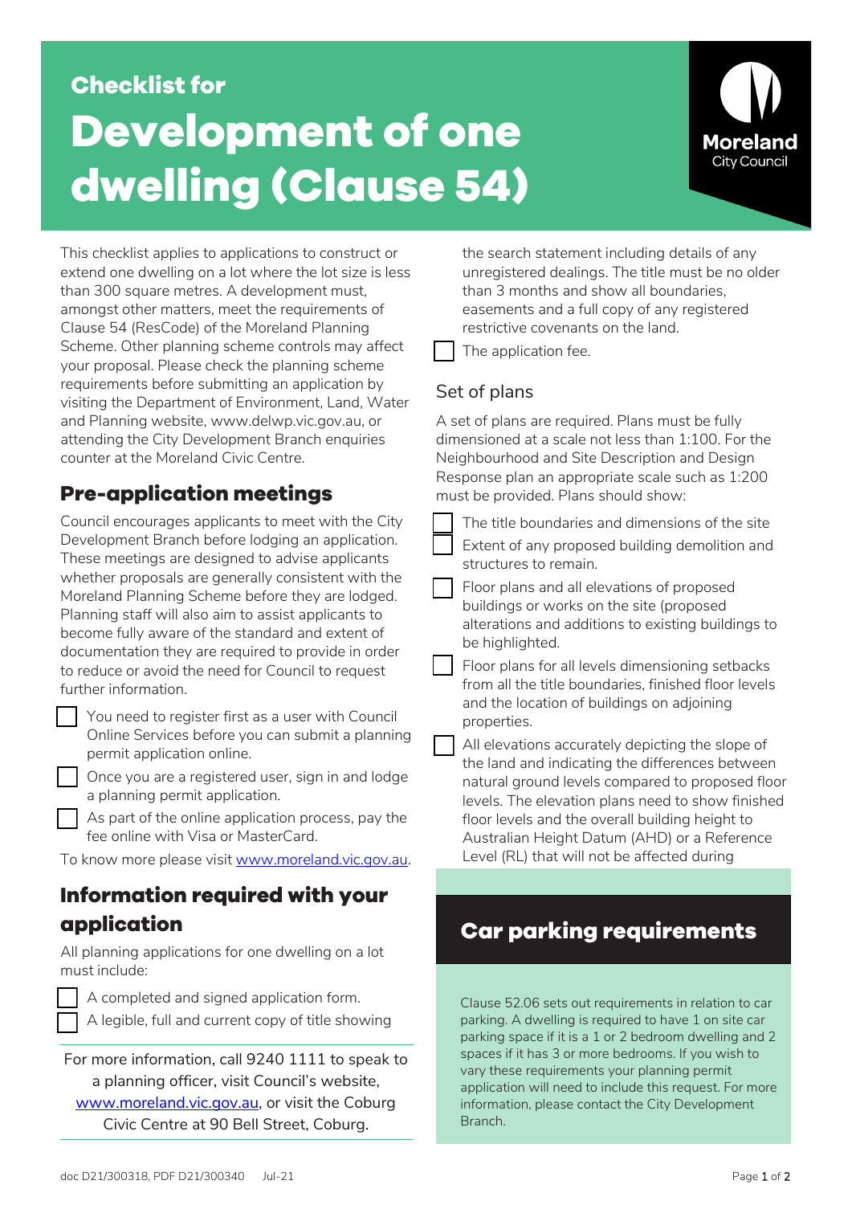Checklist for

# Development of one dwelling (Clause 54)

This checklist applies to applications to construct or extend one dwelling on a lot where the lot size is less than 300 square metres. A development must, amongst other matters, meet the requirements of Clause 54 (ResCode) of the Moreland Planning Scheme. Other planning scheme controls may affect your proposal. Please check the planning scheme requirements before submitting an application by visiting the Department of Environment, Land, Water and Planning website, www.delwp.vic.gov.au, or attending the City Development Branch enquiries counter at the Moreland Civic Centre.

## Pre-application meetings

Council encourages applicants to meet with the City Development Branch before lodging an application. These meetings are designed to advise applicants whether proposals are generally consistent with the Moreland Planning Scheme before they are lodged. Planning staff will also aim to assist applicants to become fully aware of the standard and extent of documentation they are required to provide in order to reduce or avoid the need for Council to request further information.

- [ ] You need to register first as a user with Council Online Services before you can submit a planning permit application online.
- [ ] Once you are a registered user, sign in and lodge a planning permit application.
- [ ] As part of the online application process, pay the fee online with Visa or MasterCard.

To know more please visit www.moreland.vic.gov.au.

## Information required with your application

All planning applications for one dwelling on a lot must include:

- [ ] A completed and signed application form.
- [ ] A legible, full and current copy of title showing the search statement including details of any unregistered dealings. The title must be no older than 3 months and show all boundaries, easements and a full copy of any registered restrictive covenants on the land.
- [ ] The application fee.

For more information, call 9240 1111 to speak to a planning officer, visit Council's website, www.moreland.vic.gov.au, or visit the Coburg Civic Centre at 90 Bell Street, Coburg.

### Set of plans

A set of plans are required. Plans must be fully dimensioned at a scale not less than 1:100. For the Neighbourhood and Site Description and Design Response plan an appropriate scale such as 1:200 must be provided. Plans should show:

- [ ] The title boundaries and dimensions of the site
- [ ] Extent of any proposed building demolition and structures to remain.
- [ ] Floor plans and all elevations of proposed buildings or works on the site (proposed alterations and additions to existing buildings to be highlighted.
- [ ] Floor plans for all levels dimensioning setbacks from all the title boundaries, finished floor levels and the location of buildings on adjoining properties.
- [ ] All elevations accurately depicting the slope of the land and indicating the differences between natural ground levels compared to proposed floor levels. The elevation plans need to show finished floor levels and the overall building height to Australian Height Datum (AHD) or a Reference Level (RL) that will not be affected during

## Car parking requirements

Clause 52.06 sets out requirements in relation to car parking. A dwelling is required to have 1 on site car parking space if it is a 1 or 2 bedroom dwelling and 2 spaces if it has 3 or more bedrooms. If you wish to vary these requirements your planning permit application will need to include this request. For more information, please contact the City Development Branch.

doc D21/300318, PDF D21/300340 Jul-21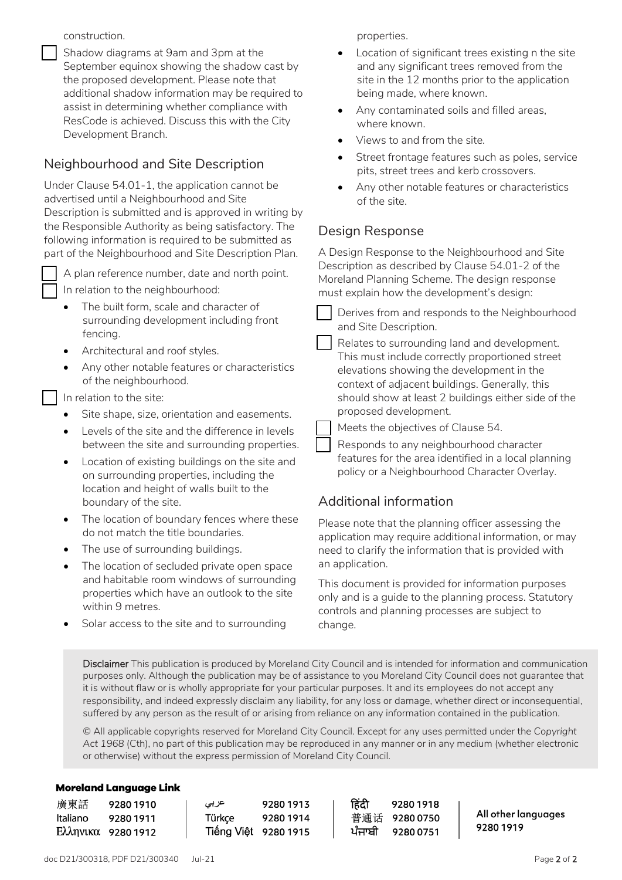construction.

- [ ] Shadow diagrams at 9am and 3pm at the September equinox showing the shadow cast by the proposed development. Please note that additional shadow information may be required to assist in determining whether compliance with ResCode is achieved. Discuss this with the City Development Branch.

## Neighbourhood and Site Description

Under Clause 54.01-1, the application cannot be advertised until a Neighbourhood and Site Description is submitted and is approved in writing by the Responsible Authority as being satisfactory. The following information is required to be submitted as part of the Neighbourhood and Site Description Plan.

- [ ] A plan reference number, date and north point.
- [ ] In relation to the neighbourhood:
  - The built form, scale and character of surrounding development including front fencing.
  - Architectural and roof styles.
  - Any other notable features or characteristics of the neighbourhood.
- [ ] In relation to the site:
  - Site shape, size, orientation and easements.
  - Levels of the site and the difference in levels between the site and surrounding properties.
  - Location of existing buildings on the site and on surrounding properties, including the location and height of walls built to the boundary of the site.
  - The location of boundary fences where these do not match the title boundaries.
  - The use of surrounding buildings.
  - The location of secluded private open space and habitable room windows of surrounding properties which have an outlook to the site within 9 metres.
  - Solar access to the site and to surrounding properties.
  - Location of significant trees existing n the site and any significant trees removed from the site in the 12 months prior to the application being made, where known.
  - Any contaminated soils and filled areas, where known.
  - Views to and from the site.
  - Street frontage features such as poles, service pits, street trees and kerb crossovers.
  - Any other notable features or characteristics of the site.

## Design Response

A Design Response to the Neighbourhood and Site Description as described by Clause 54.01-2 of the Moreland Planning Scheme. The design response must explain how the development's design:

- [ ] Derives from and responds to the Neighbourhood and Site Description.
- [ ] Relates to surrounding land and development. This must include correctly proportioned street elevations showing the development in the context of adjacent buildings. Generally, this should show at least 2 buildings either side of the proposed development.
- [ ] Meets the objectives of Clause 54.
- [ ] Responds to any neighbourhood character features for the area identified in a local planning policy or a Neighbourhood Character Overlay.

## Additional information

Please note that the planning officer assessing the application may require additional information, or may need to clarify the information that is provided with an application.

This document is provided for information purposes only and is a guide to the planning process. Statutory controls and planning processes are subject to change.

**Disclaimer** This publication is produced by Moreland City Council and is intended for information and communication purposes only. Although the publication may be of assistance to you Moreland City Council does not guarantee that it is without flaw or is wholly appropriate for your particular purposes. It and its employees do not accept any responsibility, and indeed expressly disclaim any liability, for any loss or damage, whether direct or inconsequential, suffered by any person as the result of or arising from reliance on any information contained in the publication.

© All applicable copyrights reserved for Moreland City Council. Except for any uses permitted under the *Copyright Act 1968* (Cth), no part of this publication may be reproduced in any manner or in any medium (whether electronic or otherwise) without the express permission of Moreland City Council.

**Moreland Language Link**

| | | | | | | |
|---|---|---|---|---|---|---|
| 廣東話 | 9280 1910 | عربي | 9280 1913 | हिंदी | 9280 1918 | All other languages 9280 1919 |
| Italiano | 9280 1911 | Türkçe | 9280 1914 | 普通话 | 9280 0750 | |
| Ελληνικα | 9280 1912 | Tiếng Việt | 9280 1915 | ਪੰਜਾਬੀ | 9280 0751 | |

doc D21/300318, PDF D21/300340 Jul-21